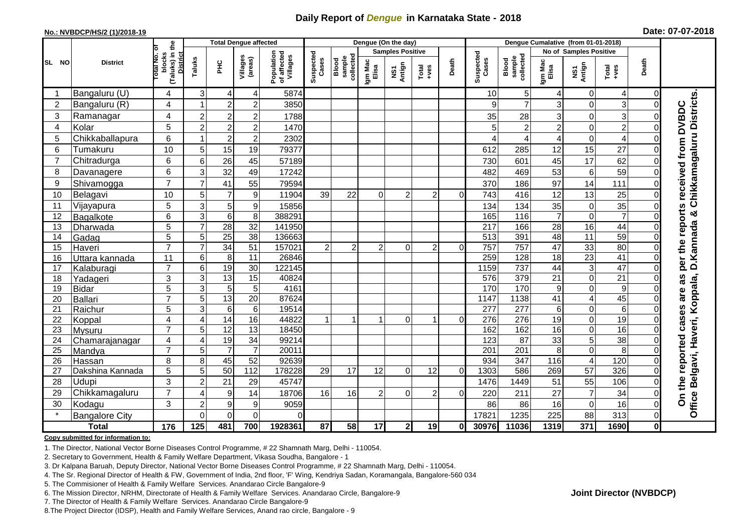# Daily Report of *Dengue* in Karnataka State - 2018

**No.: NVBDCP/HS/2 (1)/2018-19**

**Date: 07-07-2018**

| SL NO | District | Total No. of blocks (Taluks) in the District | Total Dengue affected | | | | Dengue (On the day) | | | | | | | Dengue Cumalative (from 01-01-2018) | | | | | | | |
|---|---|---|---|---|---|---|---|---|---|---|---|---|---|---|---|---|---|---|---|---|
| | | | Taluks | PHC | Villages (areas) | Population of affected Villages | Suspected Cases | Blood sample collected | Samples Positive | | | Death | Suspected Cases | Blood sample collected | No of Samples Positive | | | Death | |
| | | | | | | | | | Igm Mac Elisa | NS1 Antign | Total +ves | | | | Igm Mac Elisa | NS1 Antign | Total +ves | | |
| 1 | Bangaluru (U) | 4 | 3 | 4 | 4 | 5874 | | | | | | | 10 | 5 | 4 | 0 | 4 | 0 | On the reported cases are as per the reports received from DVBDC Office Belgavi, Haveri, Koppala, D.Kannada & Chikkamagaluru Districts. |
| 2 | Bangaluru (R) | 4 | 1 | 2 | 2 | 3850 | | | | | | | 9 | 7 | 3 | 0 | 3 | 0 | |
| 3 | Ramanagar | 4 | 2 | 2 | 2 | 1788 | | | | | | | 35 | 28 | 3 | 0 | 3 | 0 | |
| 4 | Kolar | 5 | 2 | 2 | 2 | 1470 | | | | | | | 5 | 2 | 2 | 0 | 2 | 0 | |
| 5 | Chikkaballapura | 6 | 1 | 2 | 2 | 2302 | | | | | | | 4 | 4 | 4 | 0 | 4 | 0 | |
| 6 | Tumakuru | 10 | 5 | 15 | 19 | 79377 | | | | | | | 612 | 285 | 12 | 15 | 27 | 0 | |
| 7 | Chitradurga | 6 | 6 | 26 | 45 | 57189 | | | | | | | 730 | 601 | 45 | 17 | 62 | 0 | |
| 8 | Davanagere | 6 | 3 | 32 | 49 | 17242 | | | | | | | 482 | 469 | 53 | 6 | 59 | 0 | |
| 9 | Shivamogga | 7 | 7 | 41 | 55 | 79594 | | | | | | | 370 | 186 | 97 | 14 | 111 | 0 | |
| 10 | Belagavi | 10 | 5 | 7 | 9 | 11904 | 39 | 22 | 0 | 2 | 2 | 0 | 743 | 416 | 12 | 13 | 25 | 0 | |
| 11 | Vijayapura | 5 | 3 | 5 | 9 | 15856 | | | | | | | 134 | 134 | 35 | 0 | 35 | 0 | |
| 12 | Bagalkote | 6 | 3 | 6 | 8 | 388291 | | | | | | | 165 | 116 | 7 | 0 | 7 | 0 | |
| 13 | Dharwada | 5 | 7 | 28 | 32 | 141950 | | | | | | | 217 | 166 | 28 | 16 | 44 | 0 | |
| 14 | Gadag | 5 | 5 | 25 | 38 | 136663 | | | | | | | 513 | 391 | 48 | 11 | 59 | 0 | |
| 15 | Haveri | 7 | 7 | 34 | 51 | 157021 | 2 | 2 | 2 | 0 | 2 | 0 | 757 | 757 | 47 | 33 | 80 | 0 | |
| 16 | Uttara kannada | 11 | 6 | 8 | 11 | 26846 | | | | | | | 259 | 128 | 18 | 23 | 41 | 0 | |
| 17 | Kalaburagi | 7 | 6 | 19 | 30 | 122145 | | | | | | | 1159 | 737 | 44 | 3 | 47 | 0 | |
| 18 | Yadageri | 3 | 3 | 13 | 15 | 40824 | | | | | | | 576 | 379 | 21 | 0 | 21 | 0 | |
| 19 | Bidar | 5 | 3 | 5 | 5 | 4161 | | | | | | | 170 | 170 | 9 | 0 | 9 | 0 | |
| 20 | Ballari | 7 | 5 | 13 | 20 | 87624 | | | | | | | 1147 | 1138 | 41 | 4 | 45 | 0 | |
| 21 | Raichur | 5 | 3 | 6 | 6 | 19514 | | | | | | | 277 | 277 | 6 | 0 | 6 | 0 | |
| 22 | Koppal | 4 | 4 | 14 | 16 | 44822 | 1 | 1 | 1 | 0 | 1 | 0 | 276 | 276 | 19 | 0 | 19 | 0 | |
| 23 | Mysuru | 7 | 5 | 12 | 13 | 18450 | | | | | | | 162 | 162 | 16 | 0 | 16 | 0 | |
| 24 | Chamarajanagar | 4 | 4 | 19 | 34 | 99214 | | | | | | | 123 | 87 | 33 | 5 | 38 | 0 | |
| 25 | Mandya | 7 | 5 | 7 | 7 | 20011 | | | | | | | 201 | 201 | 8 | 0 | 8 | 0 | |
| 26 | Hassan | 8 | 8 | 45 | 52 | 92639 | | | | | | | 934 | 347 | 116 | 4 | 120 | 0 | |
| 27 | Dakshina Kannada | 5 | 5 | 50 | 112 | 178228 | 29 | 17 | 12 | 0 | 12 | 0 | 1303 | 586 | 269 | 57 | 326 | 0 | |
| 28 | Udupi | 3 | 2 | 21 | 29 | 45747 | | | | | | | 1476 | 1449 | 51 | 55 | 106 | 0 | |
| 29 | Chikkamagaluru | 7 | 4 | 9 | 14 | 18706 | 16 | 16 | 2 | 0 | 2 | 0 | 220 | 211 | 27 | 7 | 34 | 0 | |
| 30 | Kodagu | 3 | 2 | 9 | 9 | 9059 | | | | | | | 86 | 86 | 16 | 0 | 16 | 0 | |
| * | Bangalore City | | 0 | 0 | 0 | 0 | | | | | | | 17821 | 1235 | 225 | 88 | 313 | 0 | |
| **Total** | | **176** | **125** | **481** | **700** | **1928361** | **87** | **58** | **17** | **2** | **19** | **0** | **30976** | **11036** | **1319** | **371** | **1690** | **0** | |

**Copy submitted for information to:**

1. The Director, National Vector Borne Diseases Control Programme, # 22 Shamnath Marg, Delhi - 110054.
2. Secretary to Government, Health & Family Welfare Department, Vikasa Soudha, Bangalore - 1
3. Dr Kalpana Baruah, Deputy Director, National Vector Borne Diseases Control Programme, # 22 Shamnath Marg, Delhi - 110054.
4. The Sr. Regional Director of Health & FW, Government of India, 2nd floor, 'F' Wing, Kendriya Sadan, Koramangala, Bangalore-560 034
5. The Commisioner of Health & Family Welfare Services. Anandarao Circle Bangalore-9
6. The Mission Director, NRHM, Directorate of Health & Family Welfare Services. Anandarao Circle, Bangalore-9
7. The Director of Health & Family Welfare Services. Anandarao Circle Bangalore-9
8. The Project Director (IDSP), Health and Family Welfare Services, Anand rao circle, Bangalore - 9

**Joint Director (NVBDCP)**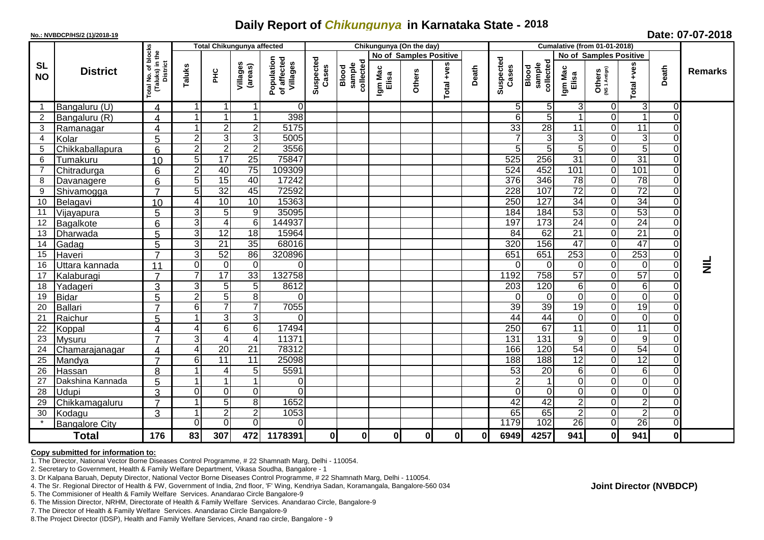# Daily Report of *Chikungunya* in Karnataka State - 2018

**No.: NVBDCP/HS/2 (1)/2018-19**

**Date: 07-07-2018**

| SL NO | District | Total No. of blocks (Taluks) in the District | Total Chikungunya affected | | | | Chikungunya (On the day) | | | | | | | Cumalative (from 01-01-2018) | | | | | | | Remarks |
|---|---|---|---|---|---|---|---|---|---|---|---|---|---|---|---|---|---|---|---|---|---|
| | | | | | | | | | No of Samples Positive | | | | | | | No of Samples Positive | | | | | |
| | | | Taluks | PHC | Villages (areas) | Population of affected Villages | Suspected Cases | Blood sample collected | Igm Mac Elisa | Others | Total +ves | Death | Suspected Cases | Blood sample collected | Igm Mac Elisa | Others (NS 1 Antign) | Total +ves | Death | |
| 1 | Bangaluru (U) | 4 | 1 | 1 | 1 | 0 | | | | | | | 5 | 5 | 3 | 0 | 3 | 0 | NIL |
| 2 | Bangaluru (R) | 4 | 1 | 1 | 1 | 398 | | | | | | | 6 | 5 | 1 | 0 | 1 | 0 | |
| 3 | Ramanagar | 4 | 1 | 2 | 2 | 5175 | | | | | | | 33 | 28 | 11 | 0 | 11 | 0 | |
| 4 | Kolar | 5 | 2 | 3 | 3 | 5005 | | | | | | | 7 | 3 | 3 | 0 | 3 | 0 | |
| 5 | Chikkaballapura | 6 | 2 | 2 | 2 | 3556 | | | | | | | 5 | 5 | 5 | 0 | 5 | 0 | |
| 6 | Tumakuru | 10 | 5 | 17 | 25 | 75847 | | | | | | | 525 | 256 | 31 | 0 | 31 | 0 | |
| 7 | Chitradurga | 6 | 2 | 40 | 75 | 109309 | | | | | | | 524 | 452 | 101 | 0 | 101 | 0 | |
| 8 | Davanagere | 6 | 5 | 15 | 40 | 17242 | | | | | | | 376 | 346 | 78 | 0 | 78 | 0 | |
| 9 | Shivamogga | 7 | 5 | 32 | 45 | 72592 | | | | | | | 228 | 107 | 72 | 0 | 72 | 0 | |
| 10 | Belagavi | 10 | 4 | 10 | 10 | 15363 | | | | | | | 250 | 127 | 34 | 0 | 34 | 0 | |
| 11 | Vijayapura | 5 | 3 | 5 | 9 | 35095 | | | | | | | 184 | 184 | 53 | 0 | 53 | 0 | |
| 12 | Bagalkote | 6 | 3 | 4 | 6 | 144937 | | | | | | | 197 | 173 | 24 | 0 | 24 | 0 | |
| 13 | Dharwada | 5 | 3 | 12 | 18 | 15964 | | | | | | | 84 | 62 | 21 | 0 | 21 | 0 | |
| 14 | Gadag | 5 | 3 | 21 | 35 | 68016 | | | | | | | 320 | 156 | 47 | 0 | 47 | 0 | |
| 15 | Haveri | 7 | 3 | 52 | 86 | 320896 | | | | | | | 651 | 651 | 253 | 0 | 253 | 0 | |
| 16 | Uttara kannada | 11 | 0 | 0 | 0 | 0 | | | | | | | 0 | 0 | 0 | 0 | 0 | 0 | |
| 17 | Kalaburagi | 7 | 7 | 17 | 33 | 132758 | | | | | | | 1192 | 758 | 57 | 0 | 57 | 0 | |
| 18 | Yadageri | 3 | 3 | 5 | 5 | 8612 | | | | | | | 203 | 120 | 6 | 0 | 6 | 0 | |
| 19 | Bidar | 5 | 2 | 5 | 8 | 0 | | | | | | | 0 | 0 | 0 | 0 | 0 | 0 | |
| 20 | Ballari | 7 | 6 | 7 | 7 | 7055 | | | | | | | 39 | 39 | 19 | 0 | 19 | 0 | |
| 21 | Raichur | 5 | 1 | 3 | 3 | 0 | | | | | | | 44 | 44 | 0 | 0 | 0 | 0 | |
| 22 | Koppal | 4 | 4 | 6 | 6 | 17494 | | | | | | | 250 | 67 | 11 | 0 | 11 | 0 | |
| 23 | Mysuru | 7 | 3 | 4 | 4 | 11371 | | | | | | | 131 | 131 | 9 | 0 | 9 | 0 | |
| 24 | Chamarajanagar | 4 | 4 | 20 | 21 | 78312 | | | | | | | 166 | 120 | 54 | 0 | 54 | 0 | |
| 25 | Mandya | 7 | 6 | 11 | 11 | 25098 | | | | | | | 188 | 188 | 12 | 0 | 12 | 0 | |
| 26 | Hassan | 8 | 1 | 4 | 5 | 5591 | | | | | | | 53 | 20 | 6 | 0 | 6 | 0 | |
| 27 | Dakshina Kannada | 5 | 1 | 1 | 1 | 0 | | | | | | | 2 | 1 | 0 | 0 | 0 | 0 | |
| 28 | Udupi | 3 | 0 | 0 | 0 | 0 | | | | | | | 0 | 0 | 0 | 0 | 0 | 0 | |
| 29 | Chikkamagaluru | 7 | 1 | 5 | 8 | 1652 | | | | | | | 42 | 42 | 2 | 0 | 2 | 0 | |
| 30 | Kodagu | 3 | 1 | 2 | 2 | 1053 | | | | | | | 65 | 65 | 2 | 0 | 2 | 0 | |
| * | Bangalore City | | 0 | 0 | 0 | 0 | | | | | | | 1179 | 102 | 26 | 0 | 26 | 0 | |
| **Total** | | **176** | **83** | **307** | **472** | **1178391** | **0** | **0** | **0** | **0** | **0** | **0** | **6949** | **4257** | **941** | **0** | **941** | **0** | |

**Copy submitted for information to:**

1. The Director, National Vector Borne Diseases Control Programme, # 22 Shamnath Marg, Delhi - 110054.
2. Secretary to Government, Health & Family Welfare Department, Vikasa Soudha, Bangalore - 1
3. Dr Kalpana Baruah, Deputy Director, National Vector Borne Diseases Control Programme, # 22 Shamnath Marg, Delhi - 110054.
4. The Sr. Regional Director of Health & FW, Government of India, 2nd floor, 'F' Wing, Kendriya Sadan, Koramangala, Bangalore-560 034
5. The Commisioner of Health & Family Welfare Services. Anandarao Circle Bangalore-9
6. The Mission Director, NRHM, Directorate of Health & Family Welfare Services. Anandarao Circle, Bangalore-9
7. The Director of Health & Family Welfare Services. Anandarao Circle Bangalore-9
8. The Project Director (IDSP), Health and Family Welfare Services, Anand rao circle, Bangalore - 9

**Joint Director (NVBDCP)**